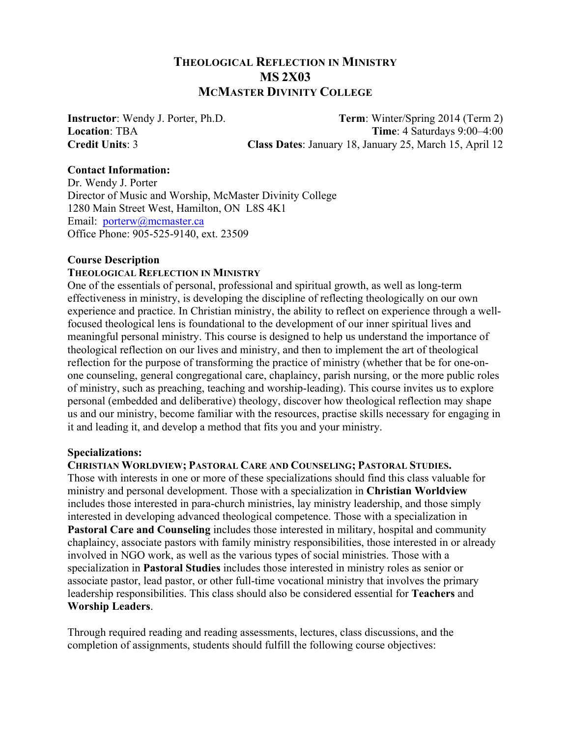# THEOLOGICAL REFLECTION IN MINISTRY
# MS 2X03
# MCMASTER DIVINITY COLLEGE

**Instructor**: Wendy J. Porter, Ph.D.
**Location**: TBA
**Credit Units**: 3

**Term**: Winter/Spring 2014 (Term 2)
**Time**: 4 Saturdays 9:00–4:00
**Class Dates**: January 18, January 25, March 15, April 12

**Contact Information:**
Dr. Wendy J. Porter
Director of Music and Worship, McMaster Divinity College
1280 Main Street West, Hamilton, ON L8S 4K1
Email: porterw@mcmaster.ca
Office Phone: 905-525-9140, ext. 23509

**Course Description**

**THEOLOGICAL REFLECTION IN MINISTRY**

One of the essentials of personal, professional and spiritual growth, as well as long-term effectiveness in ministry, is developing the discipline of reflecting theologically on our own experience and practice. In Christian ministry, the ability to reflect on experience through a well-focused theological lens is foundational to the development of our inner spiritual lives and meaningful personal ministry. This course is designed to help us understand the importance of theological reflection on our lives and ministry, and then to implement the art of theological reflection for the purpose of transforming the practice of ministry (whether that be for one-on-one counseling, general congregational care, chaplaincy, parish nursing, or the more public roles of ministry, such as preaching, teaching and worship-leading). This course invites us to explore personal (embedded and deliberative) theology, discover how theological reflection may shape us and our ministry, become familiar with the resources, practise skills necessary for engaging in it and leading it, and develop a method that fits you and your ministry.

**Specializations:**

**CHRISTIAN WORLDVIEW; PASTORAL CARE AND COUNSELING; PASTORAL STUDIES.**

Those with interests in one or more of these specializations should find this class valuable for ministry and personal development. Those with a specialization in **Christian Worldview** includes those interested in para-church ministries, lay ministry leadership, and those simply interested in developing advanced theological competence. Those with a specialization in **Pastoral Care and Counseling** includes those interested in military, hospital and community chaplaincy, associate pastors with family ministry responsibilities, those interested in or already involved in NGO work, as well as the various types of social ministries. Those with a specialization in **Pastoral Studies** includes those interested in ministry roles as senior or associate pastor, lead pastor, or other full-time vocational ministry that involves the primary leadership responsibilities. This class should also be considered essential for **Teachers** and **Worship Leaders**.

Through required reading and reading assessments, lectures, class discussions, and the completion of assignments, students should fulfill the following course objectives: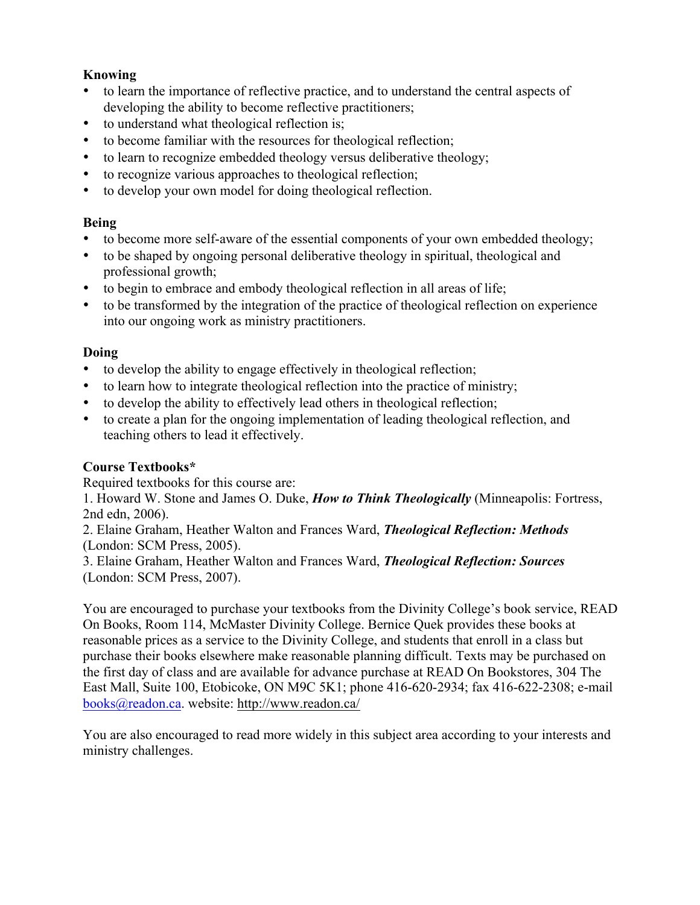**Knowing**

- to learn the importance of reflective practice, and to understand the central aspects of developing the ability to become reflective practitioners;
- to understand what theological reflection is;
- to become familiar with the resources for theological reflection;
- to learn to recognize embedded theology versus deliberative theology;
- to recognize various approaches to theological reflection;
- to develop your own model for doing theological reflection.

**Being**

- to become more self-aware of the essential components of your own embedded theology;
- to be shaped by ongoing personal deliberative theology in spiritual, theological and professional growth;
- to begin to embrace and embody theological reflection in all areas of life;
- to be transformed by the integration of the practice of theological reflection on experience into our ongoing work as ministry practitioners.

**Doing**

- to develop the ability to engage effectively in theological reflection;
- to learn how to integrate theological reflection into the practice of ministry;
- to develop the ability to effectively lead others in theological reflection;
- to create a plan for the ongoing implementation of leading theological reflection, and teaching others to lead it effectively.

**Course Textbooks***

Required textbooks for this course are:

1. Howard W. Stone and James O. Duke, ***How to Think Theologically*** (Minneapolis: Fortress, 2nd edn, 2006).
2. Elaine Graham, Heather Walton and Frances Ward, ***Theological Reflection: Methods*** (London: SCM Press, 2005).
3. Elaine Graham, Heather Walton and Frances Ward, ***Theological Reflection: Sources*** (London: SCM Press, 2007).

You are encouraged to purchase your textbooks from the Divinity College's book service, READ On Books, Room 114, McMaster Divinity College. Bernice Quek provides these books at reasonable prices as a service to the Divinity College, and students that enroll in a class but purchase their books elsewhere make reasonable planning difficult. Texts may be purchased on the first day of class and are available for advance purchase at READ On Bookstores, 304 The East Mall, Suite 100, Etobicoke, ON M9C 5K1; phone 416-620-2934; fax 416-622-2308; e-mail books@readon.ca. website: http://www.readon.ca/

You are also encouraged to read more widely in this subject area according to your interests and ministry challenges.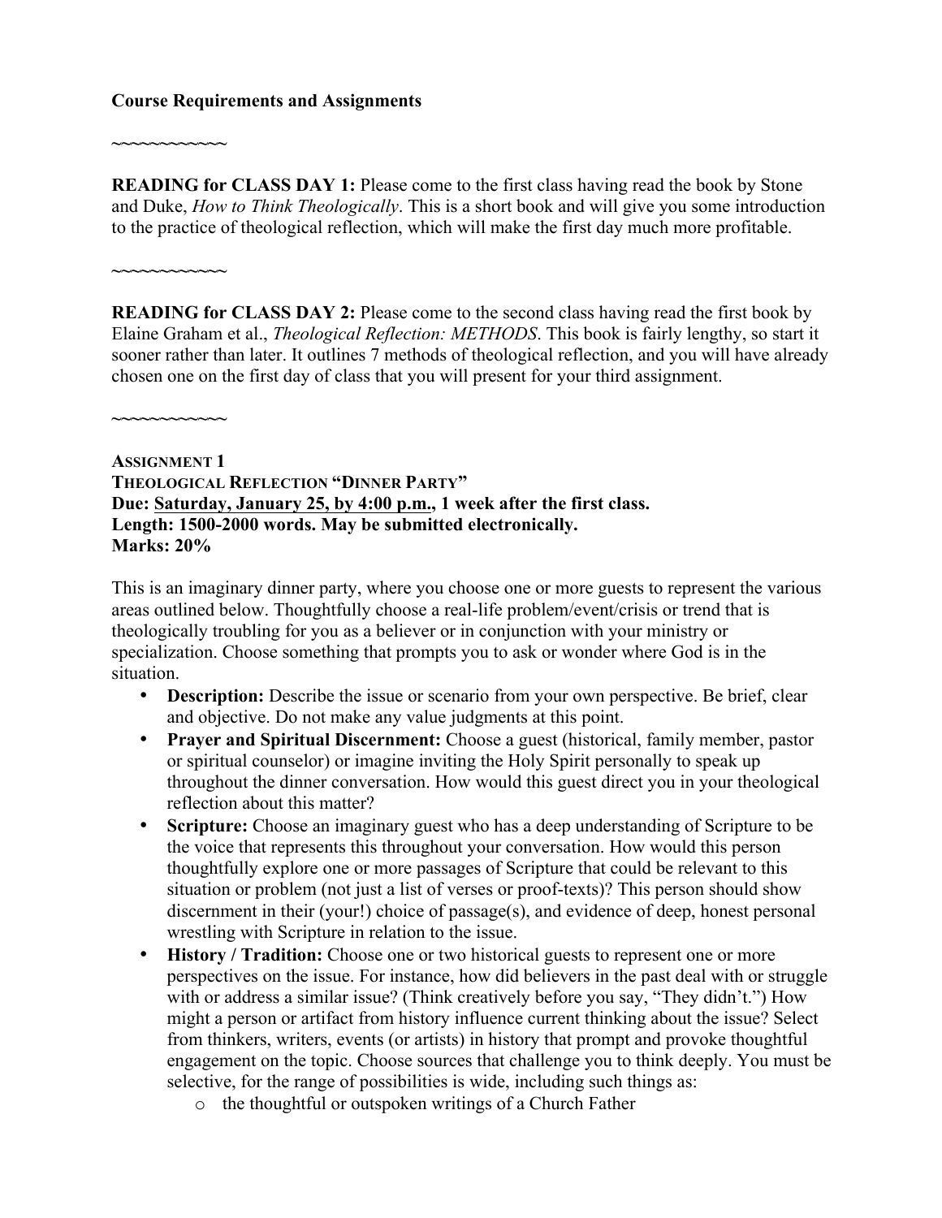**Course Requirements and Assignments**

~~~~~~~~~~~~

**READING for CLASS DAY 1:** Please come to the first class having read the book by Stone and Duke, *How to Think Theologically*. This is a short book and will give you some introduction to the practice of theological reflection, which will make the first day much more profitable.

~~~~~~~~~~~~

**READING for CLASS DAY 2:** Please come to the second class having read the first book by Elaine Graham et al., *Theological Reflection: METHODS*. This book is fairly lengthy, so start it sooner rather than later. It outlines 7 methods of theological reflection, and you will have already chosen one on the first day of class that you will present for your third assignment.

~~~~~~~~~~~~

**ASSIGNMENT 1**
**THEOLOGICAL REFLECTION "DINNER PARTY"**
**Due: <u>Saturday, January 25, by 4:00 p.m.</u>, 1 week after the first class.**
**Length: 1500-2000 words. May be submitted electronically.**
**Marks: 20%**

This is an imaginary dinner party, where you choose one or more guests to represent the various areas outlined below. Thoughtfully choose a real-life problem/event/crisis or trend that is theologically troubling for you as a believer or in conjunction with your ministry or specialization. Choose something that prompts you to ask or wonder where God is in the situation.

- **Description:** Describe the issue or scenario from your own perspective. Be brief, clear and objective. Do not make any value judgments at this point.
- **Prayer and Spiritual Discernment:** Choose a guest (historical, family member, pastor or spiritual counselor) or imagine inviting the Holy Spirit personally to speak up throughout the dinner conversation. How would this guest direct you in your theological reflection about this matter?
- **Scripture:** Choose an imaginary guest who has a deep understanding of Scripture to be the voice that represents this throughout your conversation. How would this person thoughtfully explore one or more passages of Scripture that could be relevant to this situation or problem (not just a list of verses or proof-texts)? This person should show discernment in their (your!) choice of passage(s), and evidence of deep, honest personal wrestling with Scripture in relation to the issue.
- **History / Tradition:** Choose one or two historical guests to represent one or more perspectives on the issue. For instance, how did believers in the past deal with or struggle with or address a similar issue? (Think creatively before you say, "They didn't.") How might a person or artifact from history influence current thinking about the issue? Select from thinkers, writers, events (or artists) in history that prompt and provoke thoughtful engagement on the topic. Choose sources that challenge you to think deeply. You must be selective, for the range of possibilities is wide, including such things as:
  - the thoughtful or outspoken writings of a Church Father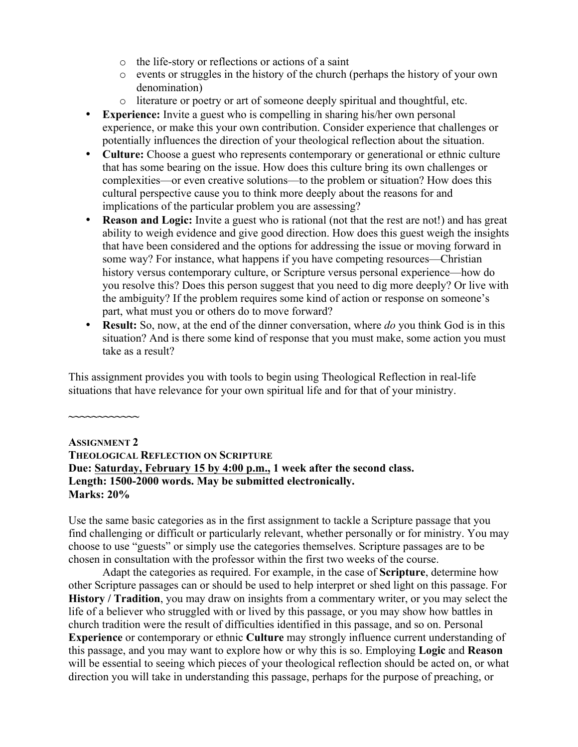- the life-story or reflections or actions of a saint
  - events or struggles in the history of the church (perhaps the history of your own denomination)
  - literature or poetry or art of someone deeply spiritual and thoughtful, etc.
- **Experience:** Invite a guest who is compelling in sharing his/her own personal experience, or make this your own contribution. Consider experience that challenges or potentially influences the direction of your theological reflection about the situation.
- **Culture:** Choose a guest who represents contemporary or generational or ethnic culture that has some bearing on the issue. How does this culture bring its own challenges or complexities—or even creative solutions—to the problem or situation? How does this cultural perspective cause you to think more deeply about the reasons for and implications of the particular problem you are assessing?
- **Reason and Logic:** Invite a guest who is rational (not that the rest are not!) and has great ability to weigh evidence and give good direction. How does this guest weigh the insights that have been considered and the options for addressing the issue or moving forward in some way? For instance, what happens if you have competing resources—Christian history versus contemporary culture, or Scripture versus personal experience—how do you resolve this? Does this person suggest that you need to dig more deeply? Or live with the ambiguity? If the problem requires some kind of action or response on someone's part, what must you or others do to move forward?
- **Result:** So, now, at the end of the dinner conversation, where *do* you think God is in this situation? And is there some kind of response that you must make, some action you must take as a result?

This assignment provides you with tools to begin using Theological Reflection in real-life situations that have relevance for your own spiritual life and for that of your ministry.

~~~~~~~~~~~~

**ASSIGNMENT 2**
**THEOLOGICAL REFLECTION ON SCRIPTURE**
**Due: <u>Saturday, February 15 by 4:00 p.m.</u>, 1 week after the second class.**
**Length: 1500-2000 words. May be submitted electronically.**
**Marks: 20%**

Use the same basic categories as in the first assignment to tackle a Scripture passage that you find challenging or difficult or particularly relevant, whether personally or for ministry. You may choose to use "guests" or simply use the categories themselves. Scripture passages are to be chosen in consultation with the professor within the first two weeks of the course.

Adapt the categories as required. For example, in the case of **Scripture**, determine how other Scripture passages can or should be used to help interpret or shed light on this passage. For **History / Tradition**, you may draw on insights from a commentary writer, or you may select the life of a believer who struggled with or lived by this passage, or you may show how battles in church tradition were the result of difficulties identified in this passage, and so on. Personal **Experience** or contemporary or ethnic **Culture** may strongly influence current understanding of this passage, and you may want to explore how or why this is so. Employing **Logic** and **Reason** will be essential to seeing which pieces of your theological reflection should be acted on, or what direction you will take in understanding this passage, perhaps for the purpose of preaching, or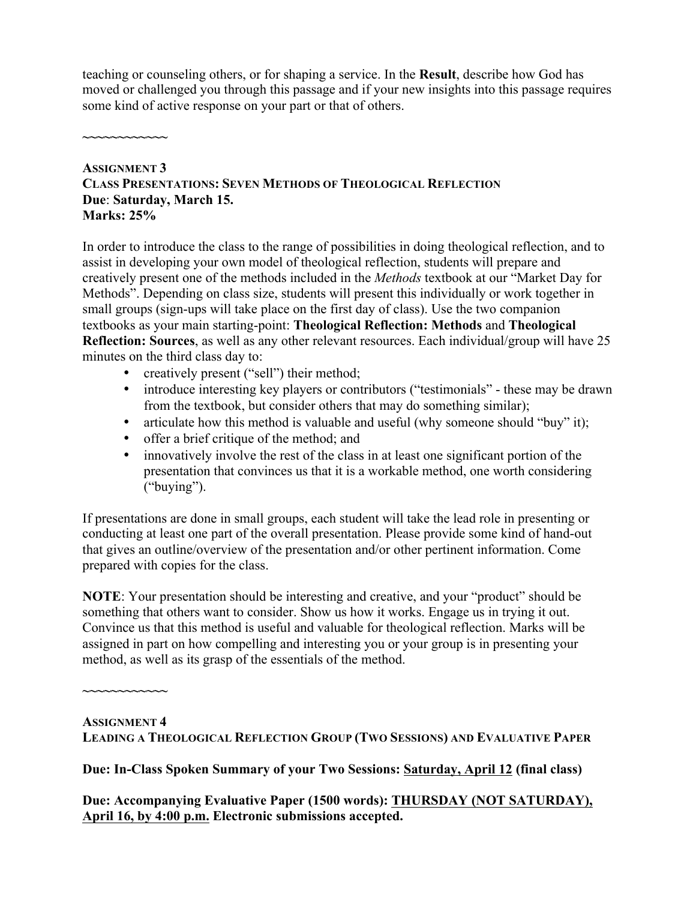teaching or counseling others, or for shaping a service. In the **Result**, describe how God has moved or challenged you through this passage and if your new insights into this passage requires some kind of active response on your part or that of others.

~~~~~~~~~~~~

**ASSIGNMENT 3**
**CLASS PRESENTATIONS: SEVEN METHODS OF THEOLOGICAL REFLECTION**
**Due**: **Saturday, March 15.**
**Marks: 25%**

In order to introduce the class to the range of possibilities in doing theological reflection, and to assist in developing your own model of theological reflection, students will prepare and creatively present one of the methods included in the *Methods* textbook at our "Market Day for Methods". Depending on class size, students will present this individually or work together in small groups (sign-ups will take place on the first day of class). Use the two companion textbooks as your main starting-point: **Theological Reflection: Methods** and **Theological Reflection: Sources**, as well as any other relevant resources. Each individual/group will have 25 minutes on the third class day to:

- creatively present ("sell") their method;
- introduce interesting key players or contributors ("testimonials" - these may be drawn from the textbook, but consider others that may do something similar);
- articulate how this method is valuable and useful (why someone should "buy" it);
- offer a brief critique of the method; and
- innovatively involve the rest of the class in at least one significant portion of the presentation that convinces us that it is a workable method, one worth considering ("buying").

If presentations are done in small groups, each student will take the lead role in presenting or conducting at least one part of the overall presentation. Please provide some kind of hand-out that gives an outline/overview of the presentation and/or other pertinent information. Come prepared with copies for the class.

**NOTE**: Your presentation should be interesting and creative, and your "product" should be something that others want to consider. Show us how it works. Engage us in trying it out. Convince us that this method is useful and valuable for theological reflection. Marks will be assigned in part on how compelling and interesting you or your group is in presenting your method, as well as its grasp of the essentials of the method.

~~~~~~~~~~~~

**ASSIGNMENT 4**
**LEADING A THEOLOGICAL REFLECTION GROUP (TWO SESSIONS) AND EVALUATIVE PAPER**

**Due: In-Class Spoken Summary of your Two Sessions: <u>Saturday, April 12</u> (final class)**

**Due: Accompanying Evaluative Paper (1500 words): <u>THURSDAY (NOT SATURDAY), April 16, by 4:00 p.m.</u> Electronic submissions accepted.**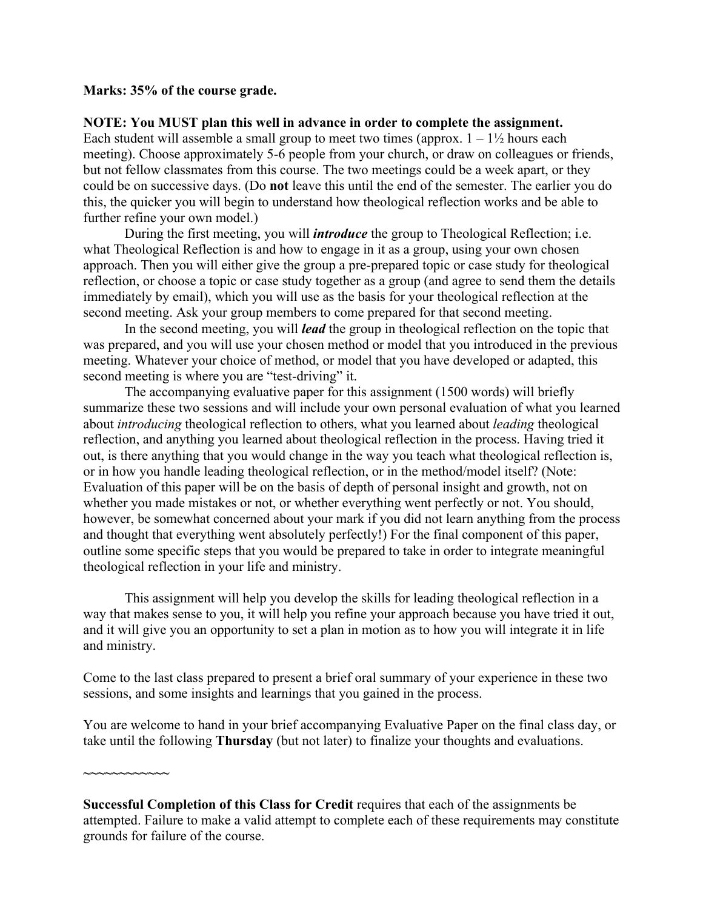**Marks: 35% of the course grade.**

**NOTE: You MUST plan this well in advance in order to complete the assignment.** Each student will assemble a small group to meet two times (approx. 1 – 1½ hours each meeting). Choose approximately 5-6 people from your church, or draw on colleagues or friends, but not fellow classmates from this course. The two meetings could be a week apart, or they could be on successive days. (Do **not** leave this until the end of the semester. The earlier you do this, the quicker you will begin to understand how theological reflection works and be able to further refine your own model.)

During the first meeting, you will ***introduce*** the group to Theological Reflection; i.e. what Theological Reflection is and how to engage in it as a group, using your own chosen approach. Then you will either give the group a pre-prepared topic or case study for theological reflection, or choose a topic or case study together as a group (and agree to send them the details immediately by email), which you will use as the basis for your theological reflection at the second meeting. Ask your group members to come prepared for that second meeting.

In the second meeting, you will ***lead*** the group in theological reflection on the topic that was prepared, and you will use your chosen method or model that you introduced in the previous meeting. Whatever your choice of method, or model that you have developed or adapted, this second meeting is where you are "test-driving" it.

The accompanying evaluative paper for this assignment (1500 words) will briefly summarize these two sessions and will include your own personal evaluation of what you learned about *introducing* theological reflection to others, what you learned about *leading* theological reflection, and anything you learned about theological reflection in the process. Having tried it out, is there anything that you would change in the way you teach what theological reflection is, or in how you handle leading theological reflection, or in the method/model itself? (Note: Evaluation of this paper will be on the basis of depth of personal insight and growth, not on whether you made mistakes or not, or whether everything went perfectly or not. You should, however, be somewhat concerned about your mark if you did not learn anything from the process and thought that everything went absolutely perfectly!) For the final component of this paper, outline some specific steps that you would be prepared to take in order to integrate meaningful theological reflection in your life and ministry.

This assignment will help you develop the skills for leading theological reflection in a way that makes sense to you, it will help you refine your approach because you have tried it out, and it will give you an opportunity to set a plan in motion as to how you will integrate it in life and ministry.

Come to the last class prepared to present a brief oral summary of your experience in these two sessions, and some insights and learnings that you gained in the process.

You are welcome to hand in your brief accompanying Evaluative Paper on the final class day, or take until the following **Thursday** (but not later) to finalize your thoughts and evaluations.

~~~~~~~~~~~~

**Successful Completion of this Class for Credit** requires that each of the assignments be attempted. Failure to make a valid attempt to complete each of these requirements may constitute grounds for failure of the course.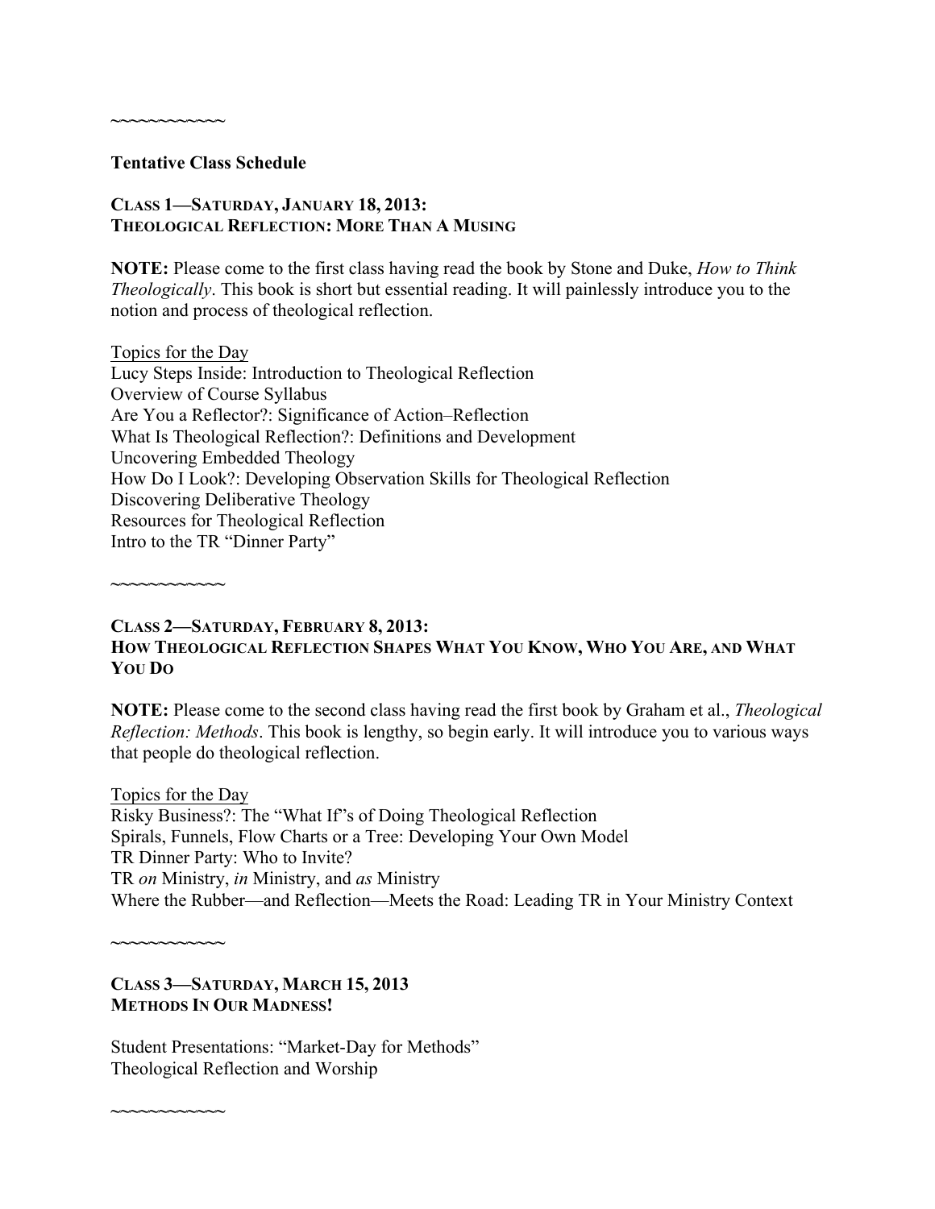~~~~~~~~~~~~

**Tentative Class Schedule**

**CLASS 1—SATURDAY, JANUARY 18, 2013:**
**THEOLOGICAL REFLECTION: MORE THAN A MUSING**

**NOTE:** Please come to the first class having read the book by Stone and Duke, *How to Think Theologically*. This book is short but essential reading. It will painlessly introduce you to the notion and process of theological reflection.

Topics for the Day
Lucy Steps Inside: Introduction to Theological Reflection
Overview of Course Syllabus
Are You a Reflector?: Significance of Action–Reflection
What Is Theological Reflection?: Definitions and Development
Uncovering Embedded Theology
How Do I Look?: Developing Observation Skills for Theological Reflection
Discovering Deliberative Theology
Resources for Theological Reflection
Intro to the TR "Dinner Party"

~~~~~~~~~~~~

**CLASS 2—SATURDAY, FEBRUARY 8, 2013:**
**HOW THEOLOGICAL REFLECTION SHAPES WHAT YOU KNOW, WHO YOU ARE, AND WHAT YOU DO**

**NOTE:** Please come to the second class having read the first book by Graham et al., *Theological Reflection: Methods*. This book is lengthy, so begin early. It will introduce you to various ways that people do theological reflection.

Topics for the Day
Risky Business?: The "What If"s of Doing Theological Reflection
Spirals, Funnels, Flow Charts or a Tree: Developing Your Own Model
TR Dinner Party: Who to Invite?
TR *on* Ministry, *in* Ministry, and *as* Ministry
Where the Rubber—and Reflection—Meets the Road: Leading TR in Your Ministry Context

~~~~~~~~~~~~

**CLASS 3—SATURDAY, MARCH 15, 2013**
**METHODS IN OUR MADNESS!**

Student Presentations: "Market-Day for Methods"
Theological Reflection and Worship

~~~~~~~~~~~~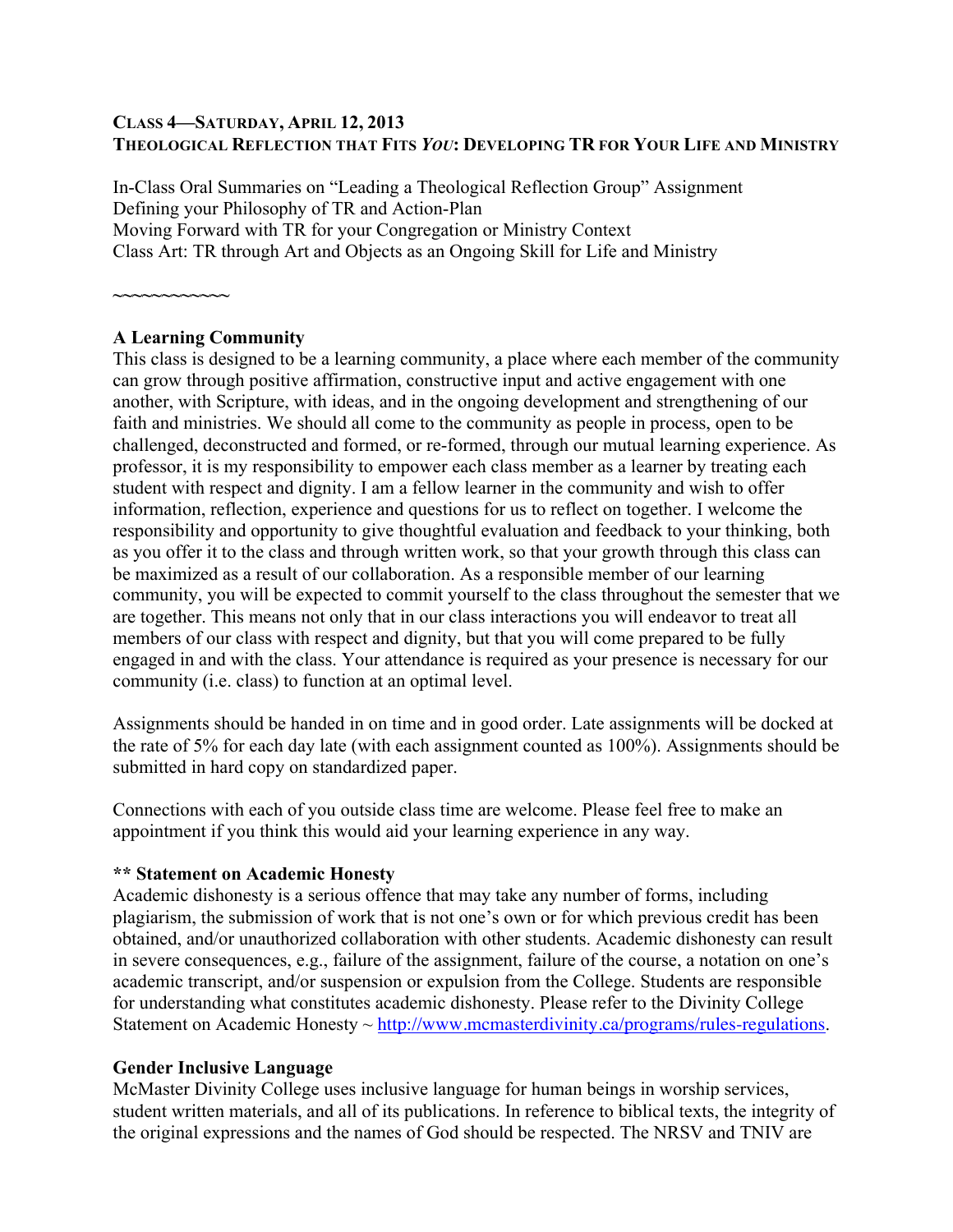**CLASS 4—SATURDAY, APRIL 12, 2013**
**THEOLOGICAL REFLECTION THAT FITS *YOU*: DEVELOPING TR FOR YOUR LIFE AND MINISTRY**

In-Class Oral Summaries on "Leading a Theological Reflection Group" Assignment
Defining your Philosophy of TR and Action-Plan
Moving Forward with TR for your Congregation or Ministry Context
Class Art: TR through Art and Objects as an Ongoing Skill for Life and Ministry

~~~~~~~~~~~~

**A Learning Community**
This class is designed to be a learning community, a place where each member of the community can grow through positive affirmation, constructive input and active engagement with one another, with Scripture, with ideas, and in the ongoing development and strengthening of our faith and ministries. We should all come to the community as people in process, open to be challenged, deconstructed and formed, or re-formed, through our mutual learning experience. As professor, it is my responsibility to empower each class member as a learner by treating each student with respect and dignity. I am a fellow learner in the community and wish to offer information, reflection, experience and questions for us to reflect on together. I welcome the responsibility and opportunity to give thoughtful evaluation and feedback to your thinking, both as you offer it to the class and through written work, so that your growth through this class can be maximized as a result of our collaboration. As a responsible member of our learning community, you will be expected to commit yourself to the class throughout the semester that we are together. This means not only that in our class interactions you will endeavor to treat all members of our class with respect and dignity, but that you will come prepared to be fully engaged in and with the class. Your attendance is required as your presence is necessary for our community (i.e. class) to function at an optimal level.

Assignments should be handed in on time and in good order. Late assignments will be docked at the rate of 5% for each day late (with each assignment counted as 100%). Assignments should be submitted in hard copy on standardized paper.

Connections with each of you outside class time are welcome. Please feel free to make an appointment if you think this would aid your learning experience in any way.

**** Statement on Academic Honesty**
Academic dishonesty is a serious offence that may take any number of forms, including plagiarism, the submission of work that is not one's own or for which previous credit has been obtained, and/or unauthorized collaboration with other students. Academic dishonesty can result in severe consequences, e.g., failure of the assignment, failure of the course, a notation on one's academic transcript, and/or suspension or expulsion from the College. Students are responsible for understanding what constitutes academic dishonesty. Please refer to the Divinity College Statement on Academic Honesty ~ http://www.mcmasterdivinity.ca/programs/rules-regulations.

**Gender Inclusive Language**
McMaster Divinity College uses inclusive language for human beings in worship services, student written materials, and all of its publications. In reference to biblical texts, the integrity of the original expressions and the names of God should be respected. The NRSV and TNIV are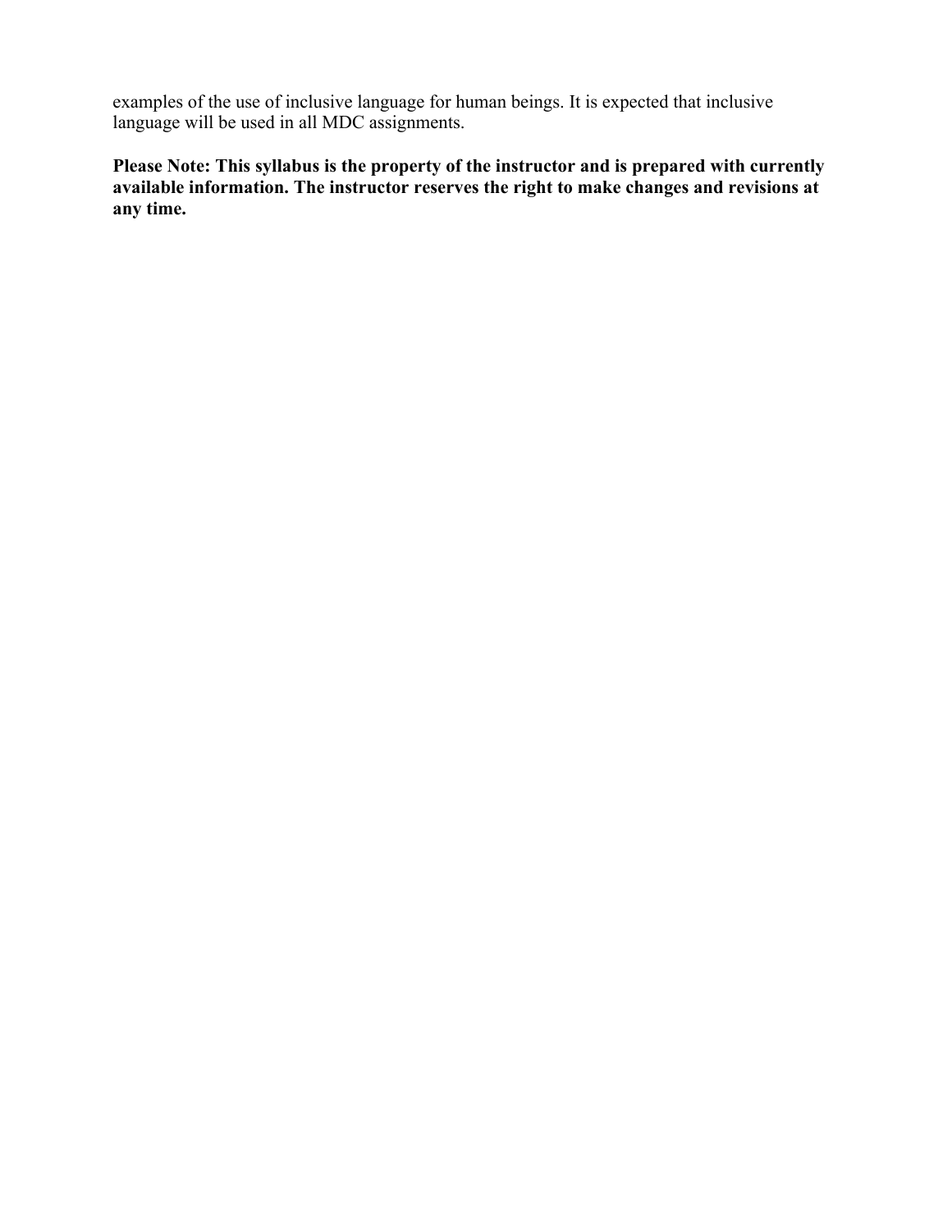examples of the use of inclusive language for human beings. It is expected that inclusive language will be used in all MDC assignments.

**Please Note: This syllabus is the property of the instructor and is prepared with currently available information. The instructor reserves the right to make changes and revisions at any time.**